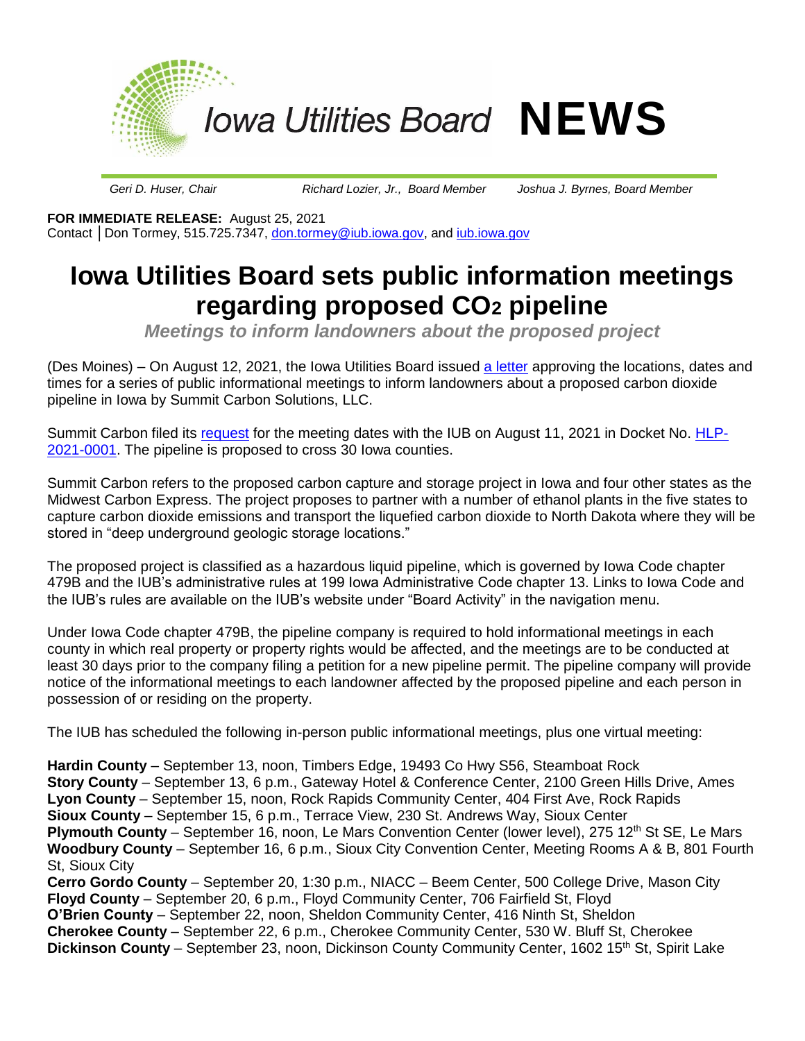Iowa Utilities Board **NEWS**

*Geri D. Huser, Chair* *Richard Lozier, Jr., Board Member* *Joshua J. Byrnes, Board Member*

**FOR IMMEDIATE RELEASE:** August 25, 2021
Contact │Don Tormey, 515.725.7347, don.tormey@iub.iowa.gov, and iub.iowa.gov

# Iowa Utilities Board sets public information meetings regarding proposed $CO_2$ pipeline

***Meetings to inform landowners about the proposed project***

(Des Moines) – On August 12, 2021, the Iowa Utilities Board issued a letter approving the locations, dates and times for a series of public informational meetings to inform landowners about a proposed carbon dioxide pipeline in Iowa by Summit Carbon Solutions, LLC.

Summit Carbon filed its request for the meeting dates with the IUB on August 11, 2021 in Docket No. HLP-2021-0001. The pipeline is proposed to cross 30 Iowa counties.

Summit Carbon refers to the proposed carbon capture and storage project in Iowa and four other states as the Midwest Carbon Express. The project proposes to partner with a number of ethanol plants in the five states to capture carbon dioxide emissions and transport the liquefied carbon dioxide to North Dakota where they will be stored in "deep underground geologic storage locations."

The proposed project is classified as a hazardous liquid pipeline, which is governed by Iowa Code chapter 479B and the IUB's administrative rules at 199 Iowa Administrative Code chapter 13. Links to Iowa Code and the IUB's rules are available on the IUB's website under "Board Activity" in the navigation menu.

Under Iowa Code chapter 479B, the pipeline company is required to hold informational meetings in each county in which real property or property rights would be affected, and the meetings are to be conducted at least 30 days prior to the company filing a petition for a new pipeline permit. The pipeline company will provide notice of the informational meetings to each landowner affected by the proposed pipeline and each person in possession of or residing on the property.

The IUB has scheduled the following in-person public informational meetings, plus one virtual meeting:

**Hardin County** – September 13, noon, Timbers Edge, 19493 Co Hwy S56, Steamboat Rock
**Story County** – September 13, 6 p.m., Gateway Hotel & Conference Center, 2100 Green Hills Drive, Ames
**Lyon County** – September 15, noon, Rock Rapids Community Center, 404 First Ave, Rock Rapids
**Sioux County** – September 15, 6 p.m., Terrace View, 230 St. Andrews Way, Sioux Center
**Plymouth County** – September 16, noon, Le Mars Convention Center (lower level), 275 12th St SE, Le Mars
**Woodbury County** – September 16, 6 p.m., Sioux City Convention Center, Meeting Rooms A & B, 801 Fourth St, Sioux City
**Cerro Gordo County** – September 20, 1:30 p.m., NIACC – Beem Center, 500 College Drive, Mason City
**Floyd County** – September 20, 6 p.m., Floyd Community Center, 706 Fairfield St, Floyd
**O'Brien County** – September 22, noon, Sheldon Community Center, 416 Ninth St, Sheldon
**Cherokee County** – September 22, 6 p.m., Cherokee Community Center, 530 W. Bluff St, Cherokee
**Dickinson County** – September 23, noon, Dickinson County Community Center, 1602 15th St, Spirit Lake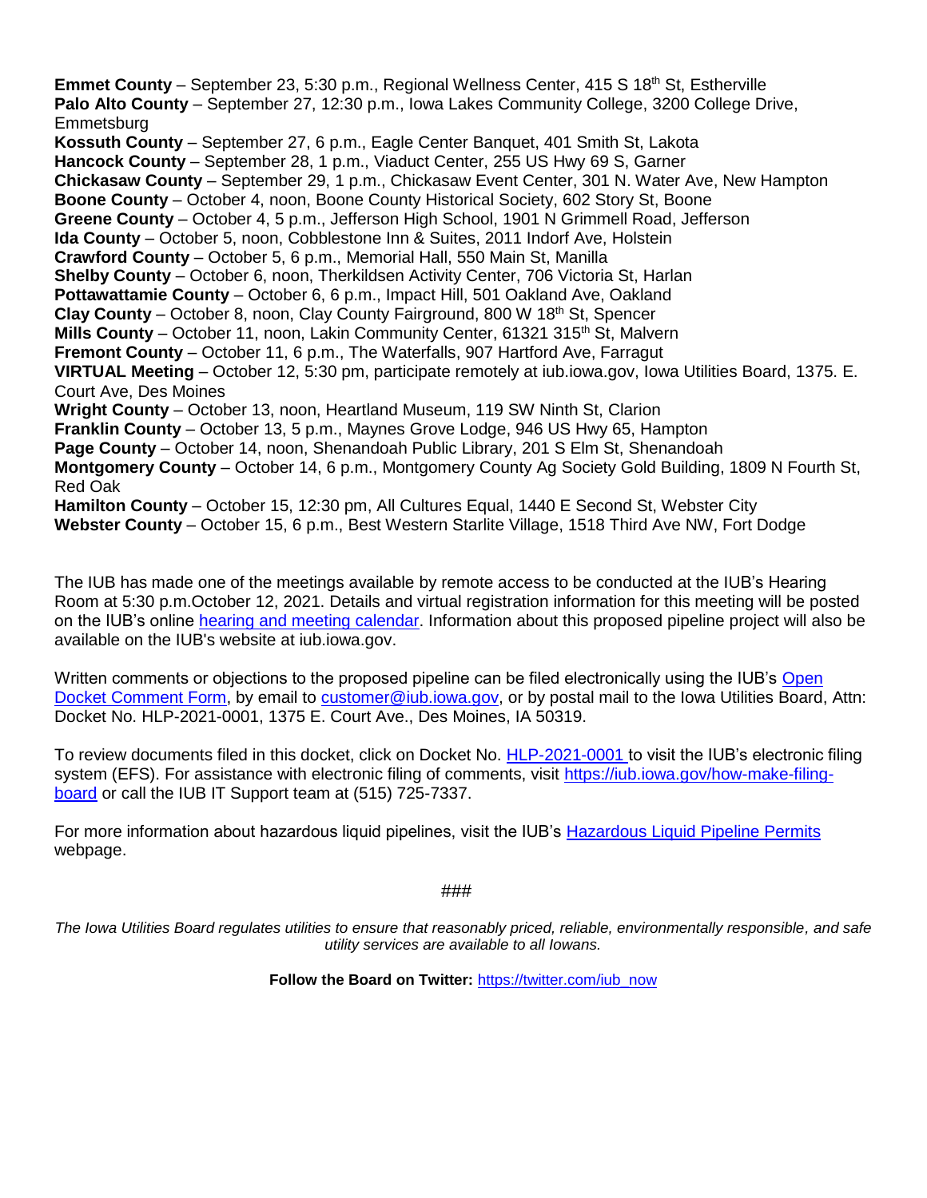**Emmet County** – September 23, 5:30 p.m., Regional Wellness Center, 415 S 18th St, Estherville
**Palo Alto County** – September 27, 12:30 p.m., Iowa Lakes Community College, 3200 College Drive, Emmetsburg
**Kossuth County** – September 27, 6 p.m., Eagle Center Banquet, 401 Smith St, Lakota
**Hancock County** – September 28, 1 p.m., Viaduct Center, 255 US Hwy 69 S, Garner
**Chickasaw County** – September 29, 1 p.m., Chickasaw Event Center, 301 N. Water Ave, New Hampton
**Boone County** – October 4, noon, Boone County Historical Society, 602 Story St, Boone
**Greene County** – October 4, 5 p.m., Jefferson High School, 1901 N Grimmell Road, Jefferson
**Ida County** – October 5, noon, Cobblestone Inn & Suites, 2011 Indorf Ave, Holstein
**Crawford County** – October 5, 6 p.m., Memorial Hall, 550 Main St, Manilla
**Shelby County** – October 6, noon, Therkildsen Activity Center, 706 Victoria St, Harlan
**Pottawattamie County** – October 6, 6 p.m., Impact Hill, 501 Oakland Ave, Oakland
**Clay County** – October 8, noon, Clay County Fairground, 800 W 18th St, Spencer
**Mills County** – October 11, noon, Lakin Community Center, 61321 315th St, Malvern
**Fremont County** – October 11, 6 p.m., The Waterfalls, 907 Hartford Ave, Farragut
**VIRTUAL Meeting** – October 12, 5:30 pm, participate remotely at iub.iowa.gov, Iowa Utilities Board, 1375. E. Court Ave, Des Moines
**Wright County** – October 13, noon, Heartland Museum, 119 SW Ninth St, Clarion
**Franklin County** – October 13, 5 p.m., Maynes Grove Lodge, 946 US Hwy 65, Hampton
**Page County** – October 14, noon, Shenandoah Public Library, 201 S Elm St, Shenandoah
**Montgomery County** – October 14, 6 p.m., Montgomery County Ag Society Gold Building, 1809 N Fourth St, Red Oak
**Hamilton County** – October 15, 12:30 pm, All Cultures Equal, 1440 E Second St, Webster City
**Webster County** – October 15, 6 p.m., Best Western Starlite Village, 1518 Third Ave NW, Fort Dodge

The IUB has made one of the meetings available by remote access to be conducted at the IUB's Hearing Room at 5:30 p.m.October 12, 2021. Details and virtual registration information for this meeting will be posted on the IUB's online hearing and meeting calendar. Information about this proposed pipeline project will also be available on the IUB's website at iub.iowa.gov.

Written comments or objections to the proposed pipeline can be filed electronically using the IUB's Open Docket Comment Form, by email to customer@iub.iowa.gov, or by postal mail to the Iowa Utilities Board, Attn: Docket No. HLP-2021-0001, 1375 E. Court Ave., Des Moines, IA 50319.

To review documents filed in this docket, click on Docket No. HLP-2021-0001 to visit the IUB's electronic filing system (EFS). For assistance with electronic filing of comments, visit https://iub.iowa.gov/how-make-filing-board or call the IUB IT Support team at (515) 725-7337.

For more information about hazardous liquid pipelines, visit the IUB's Hazardous Liquid Pipeline Permits webpage.

###

*The Iowa Utilities Board regulates utilities to ensure that reasonably priced, reliable, environmentally responsible, and safe utility services are available to all Iowans.*

**Follow the Board on Twitter:** https://twitter.com/iub_now